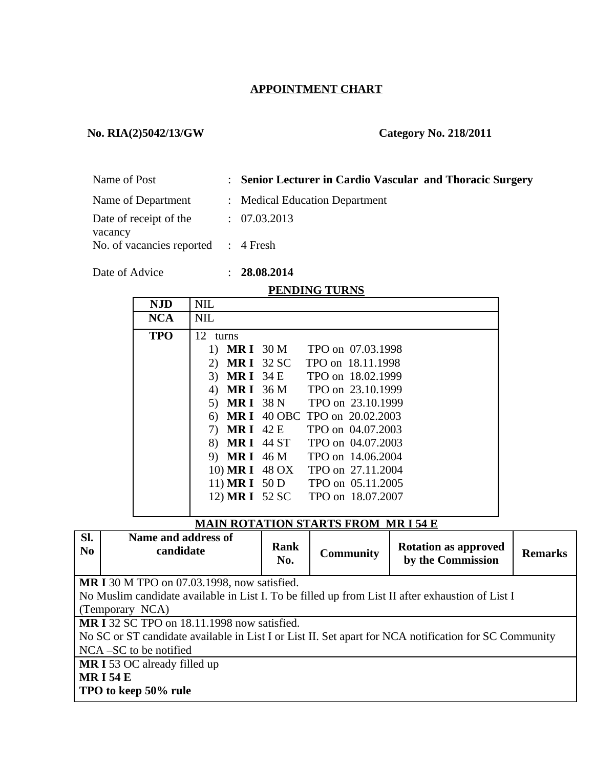## APPOINTMENT CHART

**No. RIA(2)5042/13/GW** **Category No. 218/2011**

| | | |
|---|---|---|
| Name of Post | : | **Senior Lecturer in Cardio Vascular and Thoracic Surgery** |
| Name of Department | : | Medical Education Department |
| Date of receipt of the vacancy | : | 07.03.2013 |
| No. of vacancies reported | : | 4 Fresh |
| Date of Advice | : | **28.08.2014** |

**PENDING TURNS**

| | |
|---|---|
| **NJD** | NIL |
| **NCA** | NIL |
| **TPO** | 12 turns<br>1) **MR I** 30 M TPO on 07.03.1998<br>2) **MR I** 32 SC TPO on 18.11.1998<br>3) **MR I** 34 E TPO on 18.02.1999<br>4) **MR I** 36 M TPO on 23.10.1999<br>5) **MR I** 38 N TPO on 23.10.1999<br>6) **MR I** 40 OBC TPO on 20.02.2003<br>7) **MR I** 42 E TPO on 04.07.2003<br>8) **MR I** 44 ST TPO on 04.07.2003<br>9) **MR I** 46 M TPO on 14.06.2004<br>10) **MR I** 48 OX TPO on 27.11.2004<br>11) **MR I** 50 D TPO on 05.11.2005<br>12) **MR I** 52 SC TPO on 18.07.2007 |

**MAIN ROTATION STARTS FROM MR I 54 E**

| Sl. No | Name and address of candidate | Rank No. | Community | Rotation as approved by the Commission | Remarks |
|---|---|---|---|---|---|
| **MR I** 30 M TPO on 07.03.1998, now satisfied.<br>No Muslim candidate available in List I. To be filled up from List II after exhaustion of List I (Temporary NCA) | | | | | |
| **MR I** 32 SC TPO on 18.11.1998 now satisfied.<br>No SC or ST candidate available in List I or List II. Set apart for NCA notification for SC Community NCA –SC to be notified | | | | | |
| **MR I** 53 OC already filled up<br>**MR I 54 E**<br>**TPO to keep 50% rule** | | | | | |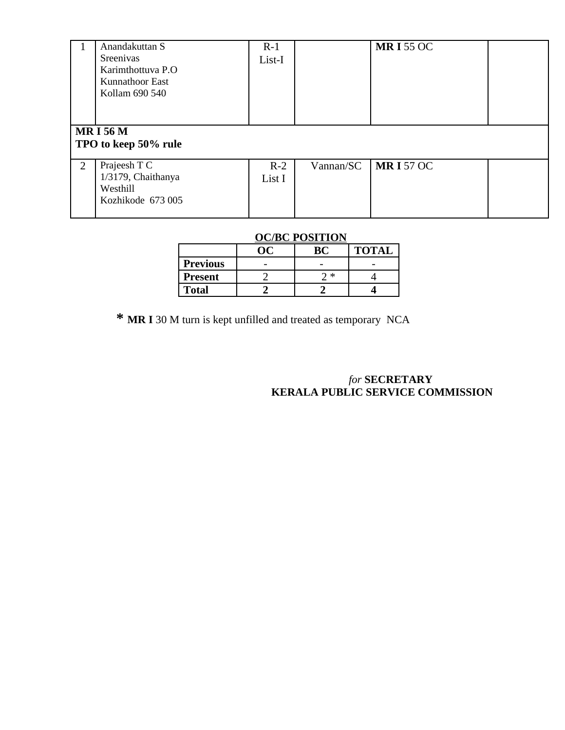| | | | | | |
|---|---|---|---|---|---|
| 1 | Anandakuttan S<br>Sreenivas<br>Karimthottuva P.O<br>Kunnathoor East<br>Kollam 690 540 | R-1<br>List-I | | **MR I** 55 OC | |
| **MR I 56 M**<br>**TPO to keep 50% rule** | | | | | |
| 2 | Prajeesh T C<br>1/3179, Chaithanya<br>Westhill<br>Kozhikode 673 005 | R-2<br>List I | Vannan/SC | **MR I** 57 OC | |

**OC/BC POSITION**

| | OC | BC | TOTAL |
|---|---|---|---|
| **Previous** | - | - | - |
| **Present** | 2 | 2 * | 4 |
| **Total** | **2** | **2** | **4** |

* **MR I** 30 M turn is kept unfilled and treated as temporary NCA

*for* **SECRETARY**
**KERALA PUBLIC SERVICE COMMISSION**